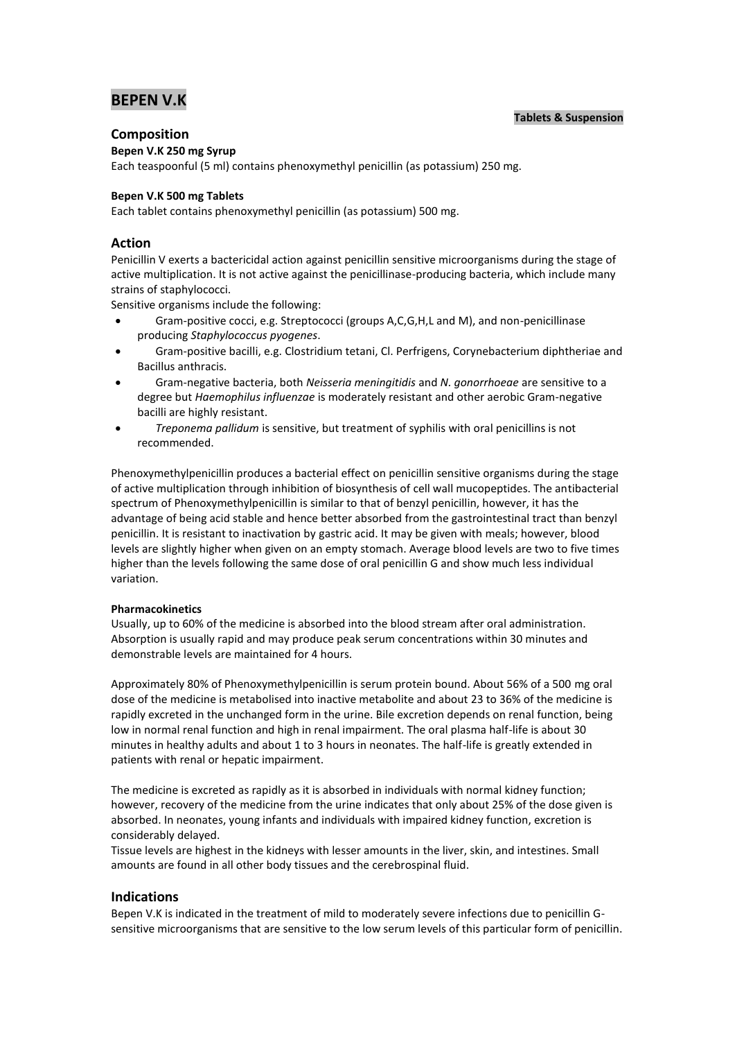# BEPEN V.K

**Tablets & Suspension**

## Composition

**Bepen V.K 250 mg Syrup**

Each teaspoonful (5 ml) contains phenoxymethyl penicillin (as potassium) 250 mg.

**Bepen V.K 500 mg Tablets**

Each tablet contains phenoxymethyl penicillin (as potassium) 500 mg.

## Action

Penicillin V exerts a bactericidal action against penicillin sensitive microorganisms during the stage of active multiplication. It is not active against the penicillinase-producing bacteria, which include many strains of staphylococci.

Sensitive organisms include the following:

- Gram-positive cocci, e.g. Streptococci (groups A,C,G,H,L and M), and non-penicillinase producing *Staphylococcus pyogenes*.
- Gram-positive bacilli, e.g. Clostridium tetani, Cl. Perfrigens, Corynebacterium diphtheriae and Bacillus anthracis.
- Gram-negative bacteria, both *Neisseria meningitidis* and *N. gonorrhoeae* are sensitive to a degree but *Haemophilus influenzae* is moderately resistant and other aerobic Gram-negative bacilli are highly resistant.
- *Treponema pallidum* is sensitive, but treatment of syphilis with oral penicillins is not recommended.

Phenoxymethylpenicillin produces a bacterial effect on penicillin sensitive organisms during the stage of active multiplication through inhibition of biosynthesis of cell wall mucopeptides. The antibacterial spectrum of Phenoxymethylpenicillin is similar to that of benzyl penicillin, however, it has the advantage of being acid stable and hence better absorbed from the gastrointestinal tract than benzyl penicillin. It is resistant to inactivation by gastric acid. It may be given with meals; however, blood levels are slightly higher when given on an empty stomach. Average blood levels are two to five times higher than the levels following the same dose of oral penicillin G and show much less individual variation.

**Pharmacokinetics**

Usually, up to 60% of the medicine is absorbed into the blood stream after oral administration. Absorption is usually rapid and may produce peak serum concentrations within 30 minutes and demonstrable levels are maintained for 4 hours.

Approximately 80% of Phenoxymethylpenicillin is serum protein bound. About 56% of a 500 mg oral dose of the medicine is metabolised into inactive metabolite and about 23 to 36% of the medicine is rapidly excreted in the unchanged form in the urine. Bile excretion depends on renal function, being low in normal renal function and high in renal impairment. The oral plasma half-life is about 30 minutes in healthy adults and about 1 to 3 hours in neonates. The half-life is greatly extended in patients with renal or hepatic impairment.

The medicine is excreted as rapidly as it is absorbed in individuals with normal kidney function; however, recovery of the medicine from the urine indicates that only about 25% of the dose given is absorbed. In neonates, young infants and individuals with impaired kidney function, excretion is considerably delayed.

Tissue levels are highest in the kidneys with lesser amounts in the liver, skin, and intestines. Small amounts are found in all other body tissues and the cerebrospinal fluid.

## Indications

Bepen V.K is indicated in the treatment of mild to moderately severe infections due to penicillin G-sensitive microorganisms that are sensitive to the low serum levels of this particular form of penicillin.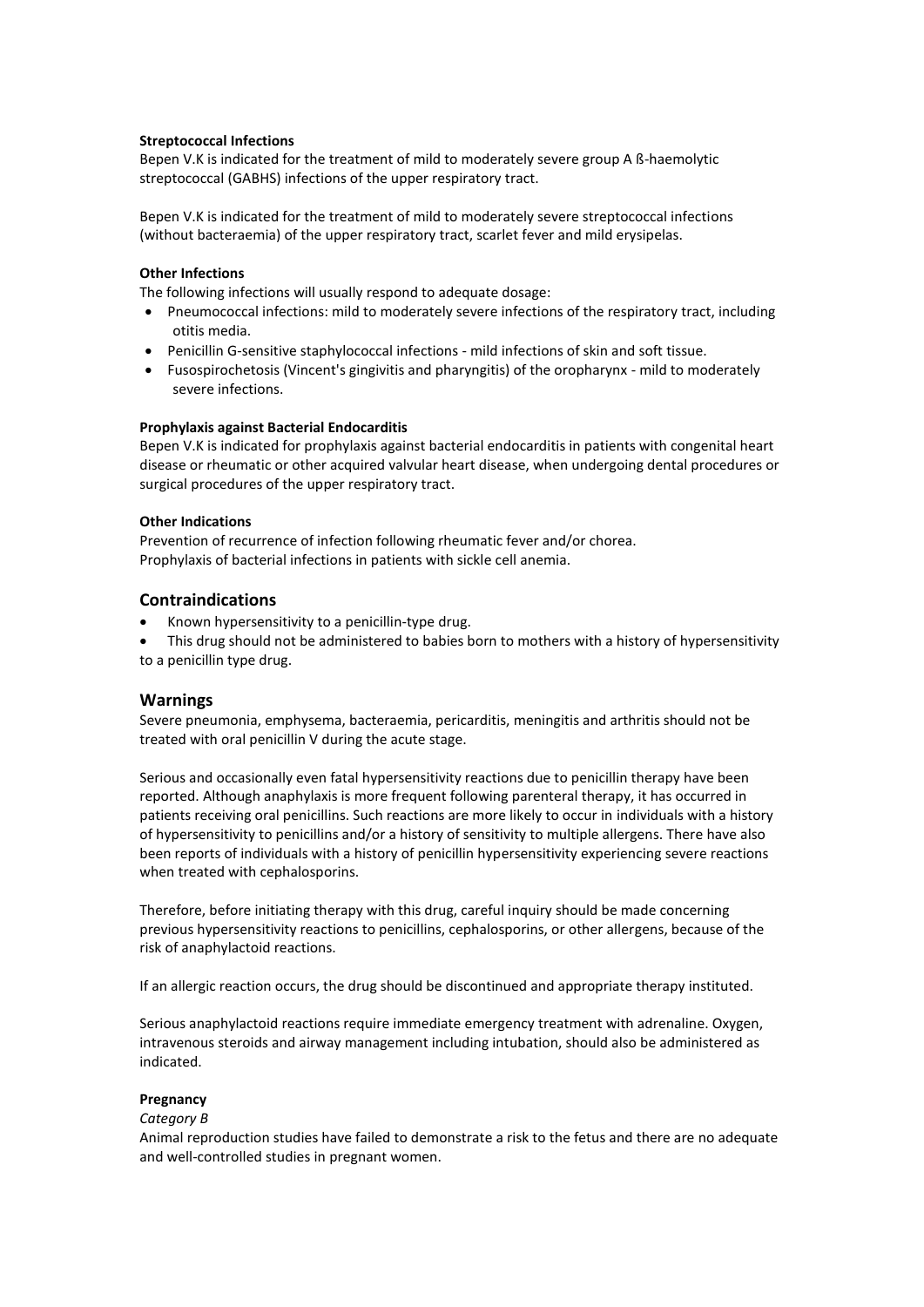**Streptococcal Infections**

Bepen V.K is indicated for the treatment of mild to moderately severe group A ß-haemolytic streptococcal (GABHS) infections of the upper respiratory tract.

Bepen V.K is indicated for the treatment of mild to moderately severe streptococcal infections (without bacteraemia) of the upper respiratory tract, scarlet fever and mild erysipelas.

**Other Infections**

The following infections will usually respond to adequate dosage:

- Pneumococcal infections: mild to moderately severe infections of the respiratory tract, including otitis media.
- Penicillin G-sensitive staphylococcal infections - mild infections of skin and soft tissue.
- Fusospirochetosis (Vincent's gingivitis and pharyngitis) of the oropharynx - mild to moderately severe infections.

**Prophylaxis against Bacterial Endocarditis**

Bepen V.K is indicated for prophylaxis against bacterial endocarditis in patients with congenital heart disease or rheumatic or other acquired valvular heart disease, when undergoing dental procedures or surgical procedures of the upper respiratory tract.

**Other Indications**

Prevention of recurrence of infection following rheumatic fever and/or chorea.
Prophylaxis of bacterial infections in patients with sickle cell anemia.

## Contraindications

- Known hypersensitivity to a penicillin-type drug.
- This drug should not be administered to babies born to mothers with a history of hypersensitivity to a penicillin type drug.

## Warnings

Severe pneumonia, emphysema, bacteraemia, pericarditis, meningitis and arthritis should not be treated with oral penicillin V during the acute stage.

Serious and occasionally even fatal hypersensitivity reactions due to penicillin therapy have been reported. Although anaphylaxis is more frequent following parenteral therapy, it has occurred in patients receiving oral penicillins. Such reactions are more likely to occur in individuals with a history of hypersensitivity to penicillins and/or a history of sensitivity to multiple allergens. There have also been reports of individuals with a history of penicillin hypersensitivity experiencing severe reactions when treated with cephalosporins.

Therefore, before initiating therapy with this drug, careful inquiry should be made concerning previous hypersensitivity reactions to penicillins, cephalosporins, or other allergens, because of the risk of anaphylactoid reactions.

If an allergic reaction occurs, the drug should be discontinued and appropriate therapy instituted.

Serious anaphylactoid reactions require immediate emergency treatment with adrenaline. Oxygen, intravenous steroids and airway management including intubation, should also be administered as indicated.

**Pregnancy**

*Category B*

Animal reproduction studies have failed to demonstrate a risk to the fetus and there are no adequate and well-controlled studies in pregnant women.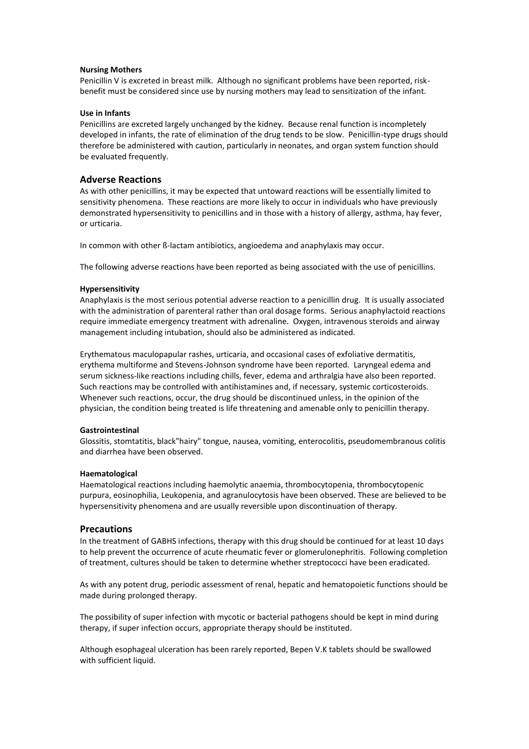**Nursing Mothers**

Penicillin V is excreted in breast milk. Although no significant problems have been reported, risk-benefit must be considered since use by nursing mothers may lead to sensitization of the infant.

**Use in Infants**

Penicillins are excreted largely unchanged by the kidney. Because renal function is incompletely developed in infants, the rate of elimination of the drug tends to be slow. Penicillin-type drugs should therefore be administered with caution, particularly in neonates, and organ system function should be evaluated frequently.

## Adverse Reactions

As with other penicillins, it may be expected that untoward reactions will be essentially limited to sensitivity phenomena. These reactions are more likely to occur in individuals who have previously demonstrated hypersensitivity to penicillins and in those with a history of allergy, asthma, hay fever, or urticaria.

In common with other ß-lactam antibiotics, angioedema and anaphylaxis may occur.

The following adverse reactions have been reported as being associated with the use of penicillins.

**Hypersensitivity**

Anaphylaxis is the most serious potential adverse reaction to a penicillin drug. It is usually associated with the administration of parenteral rather than oral dosage forms. Serious anaphylactoid reactions require immediate emergency treatment with adrenaline. Oxygen, intravenous steroids and airway management including intubation, should also be administered as indicated.

Erythematous maculopapular rashes, urticaria, and occasional cases of exfoliative dermatitis, erythema multiforme and Stevens-Johnson syndrome have been reported. Laryngeal edema and serum sickness-like reactions including chills, fever, edema and arthralgia have also been reported. Such reactions may be controlled with antihistamines and, if necessary, systemic corticosteroids. Whenever such reactions, occur, the drug should be discontinued unless, in the opinion of the physician, the condition being treated is life threatening and amenable only to penicillin therapy.

**Gastrointestinal**

Glossitis, stomtatitis, black"hairy" tongue, nausea, vomiting, enterocolitis, pseudomembranous colitis and diarrhea have been observed.

**Haematological**

Haematological reactions including haemolytic anaemia, thrombocytopenia, thrombocytopenic purpura, eosinophilia, Leukopenia, and agranulocytosis have been observed. These are believed to be hypersensitivity phenomena and are usually reversible upon discontinuation of therapy.

## Precautions

In the treatment of GABHS infections, therapy with this drug should be continued for at least 10 days to help prevent the occurrence of acute rheumatic fever or glomerulonephritis. Following completion of treatment, cultures should be taken to determine whether streptococci have been eradicated.

As with any potent drug, periodic assessment of renal, hepatic and hematopoietic functions should be made during prolonged therapy.

The possibility of super infection with mycotic or bacterial pathogens should be kept in mind during therapy, if super infection occurs, appropriate therapy should be instituted.

Although esophageal ulceration has been rarely reported, Bepen V.K tablets should be swallowed with sufficient liquid.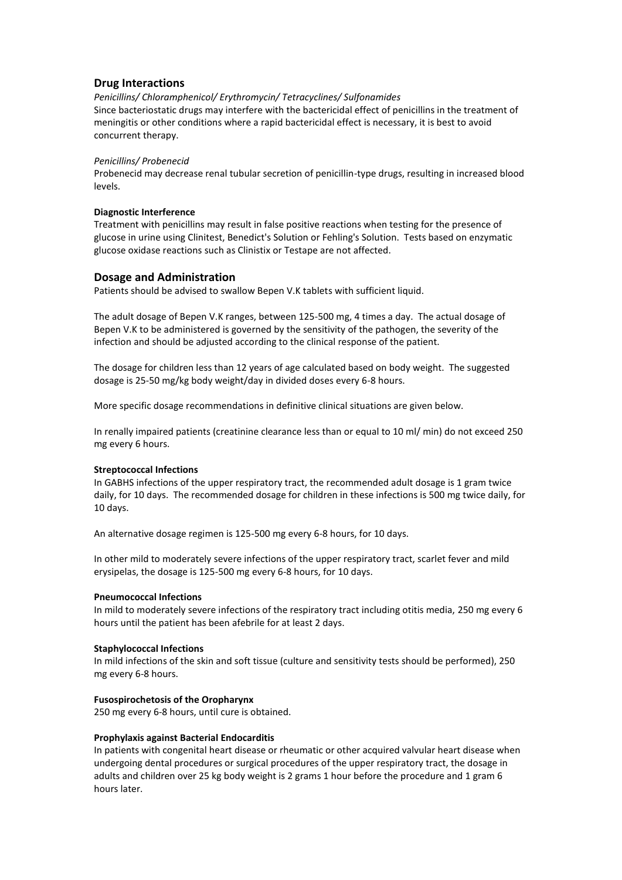## Drug Interactions

*Penicillins/ Chloramphenicol/ Erythromycin/ Tetracyclines/ Sulfonamides*

Since bacteriostatic drugs may interfere with the bactericidal effect of penicillins in the treatment of meningitis or other conditions where a rapid bactericidal effect is necessary, it is best to avoid concurrent therapy.

*Penicillins/ Probenecid*

Probenecid may decrease renal tubular secretion of penicillin-type drugs, resulting in increased blood levels.

**Diagnostic Interference**

Treatment with penicillins may result in false positive reactions when testing for the presence of glucose in urine using Clinitest, Benedict's Solution or Fehling's Solution. Tests based on enzymatic glucose oxidase reactions such as Clinistix or Testape are not affected.

## Dosage and Administration

Patients should be advised to swallow Bepen V.K tablets with sufficient liquid.

The adult dosage of Bepen V.K ranges, between 125-500 mg, 4 times a day. The actual dosage of Bepen V.K to be administered is governed by the sensitivity of the pathogen, the severity of the infection and should be adjusted according to the clinical response of the patient.

The dosage for children less than 12 years of age calculated based on body weight. The suggested dosage is 25-50 mg/kg body weight/day in divided doses every 6-8 hours.

More specific dosage recommendations in definitive clinical situations are given below.

In renally impaired patients (creatinine clearance less than or equal to 10 ml/ min) do not exceed 250 mg every 6 hours.

**Streptococcal Infections**

In GABHS infections of the upper respiratory tract, the recommended adult dosage is 1 gram twice daily, for 10 days. The recommended dosage for children in these infections is 500 mg twice daily, for 10 days.

An alternative dosage regimen is 125-500 mg every 6-8 hours, for 10 days.

In other mild to moderately severe infections of the upper respiratory tract, scarlet fever and mild erysipelas, the dosage is 125-500 mg every 6-8 hours, for 10 days.

**Pneumococcal Infections**

In mild to moderately severe infections of the respiratory tract including otitis media, 250 mg every 6 hours until the patient has been afebrile for at least 2 days.

**Staphylococcal Infections**

In mild infections of the skin and soft tissue (culture and sensitivity tests should be performed), 250 mg every 6-8 hours.

**Fusospirochetosis of the Oropharynx**

250 mg every 6-8 hours, until cure is obtained.

**Prophylaxis against Bacterial Endocarditis**

In patients with congenital heart disease or rheumatic or other acquired valvular heart disease when undergoing dental procedures or surgical procedures of the upper respiratory tract, the dosage in adults and children over 25 kg body weight is 2 grams 1 hour before the procedure and 1 gram 6 hours later.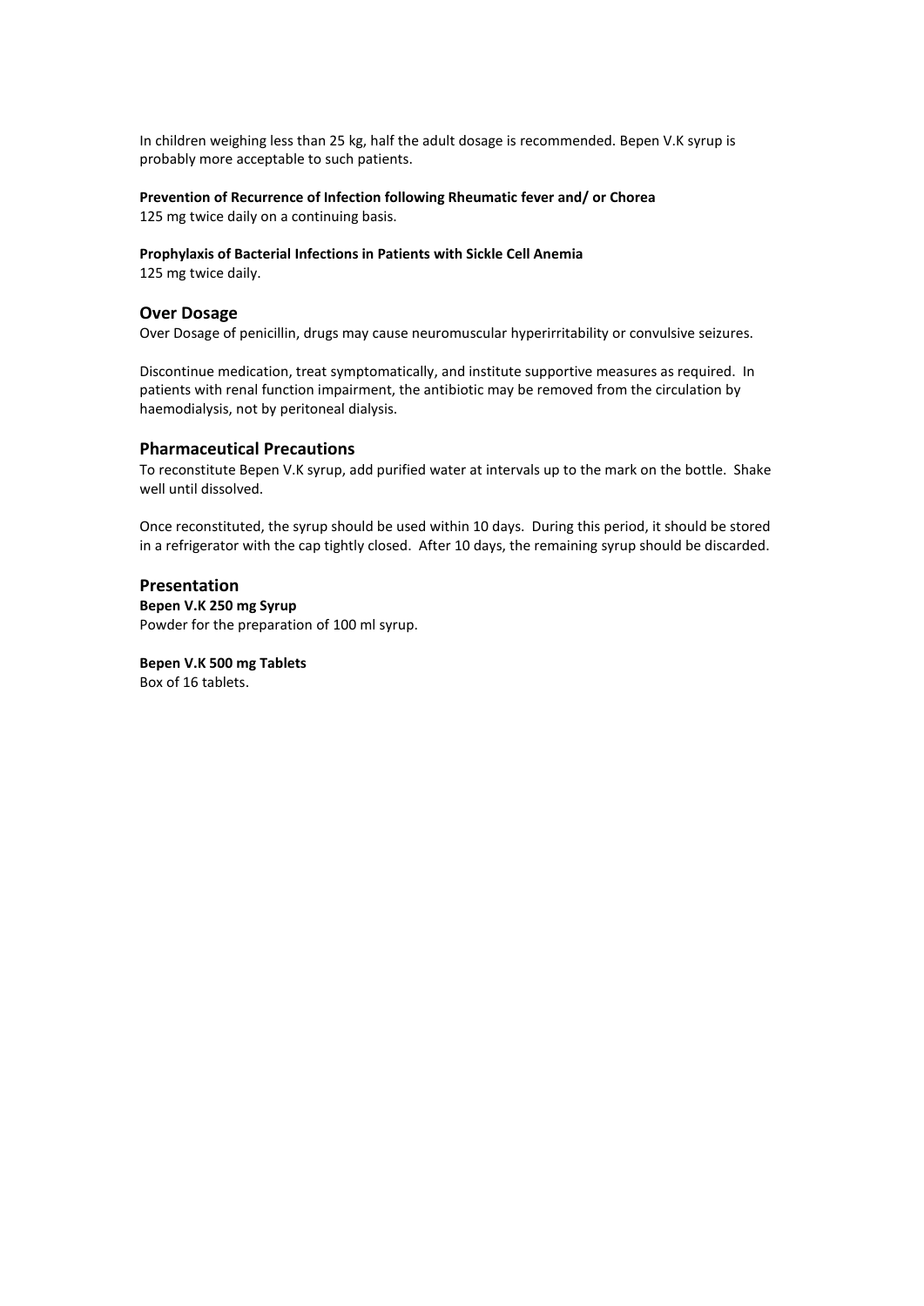In children weighing less than 25 kg, half the adult dosage is recommended. Bepen V.K syrup is probably more acceptable to such patients.

**Prevention of Recurrence of Infection following Rheumatic fever and/ or Chorea**
125 mg twice daily on a continuing basis.

**Prophylaxis of Bacterial Infections in Patients with Sickle Cell Anemia**
125 mg twice daily.

## Over Dosage

Over Dosage of penicillin, drugs may cause neuromuscular hyperirritability or convulsive seizures.

Discontinue medication, treat symptomatically, and institute supportive measures as required. In patients with renal function impairment, the antibiotic may be removed from the circulation by haemodialysis, not by peritoneal dialysis.

## Pharmaceutical Precautions

To reconstitute Bepen V.K syrup, add purified water at intervals up to the mark on the bottle. Shake well until dissolved.

Once reconstituted, the syrup should be used within 10 days. During this period, it should be stored in a refrigerator with the cap tightly closed. After 10 days, the remaining syrup should be discarded.

## Presentation

**Bepen V.K 250 mg Syrup**
Powder for the preparation of 100 ml syrup.

**Bepen V.K 500 mg Tablets**
Box of 16 tablets.